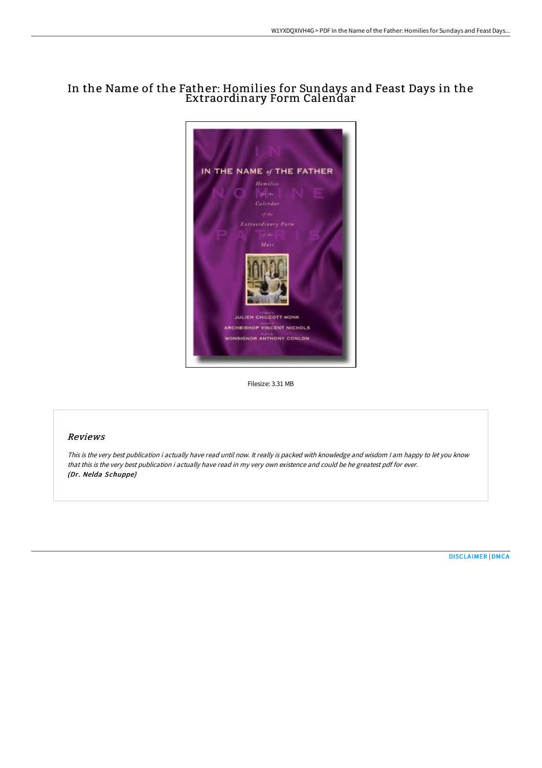# In the Name of the Father: Homilies for Sundays and Feast Days in the Extraordinary Form Calendar

Filesize: 3.31 MB

## Reviews

*This is the very best publication i actually have read until now. It really is packed with knowledge and wisdom I am happy to let you know that this is the very best publication i actually have read in my very own existence and could be he greatest pdf for ever.*
***(Dr. Nelda Schuppe)***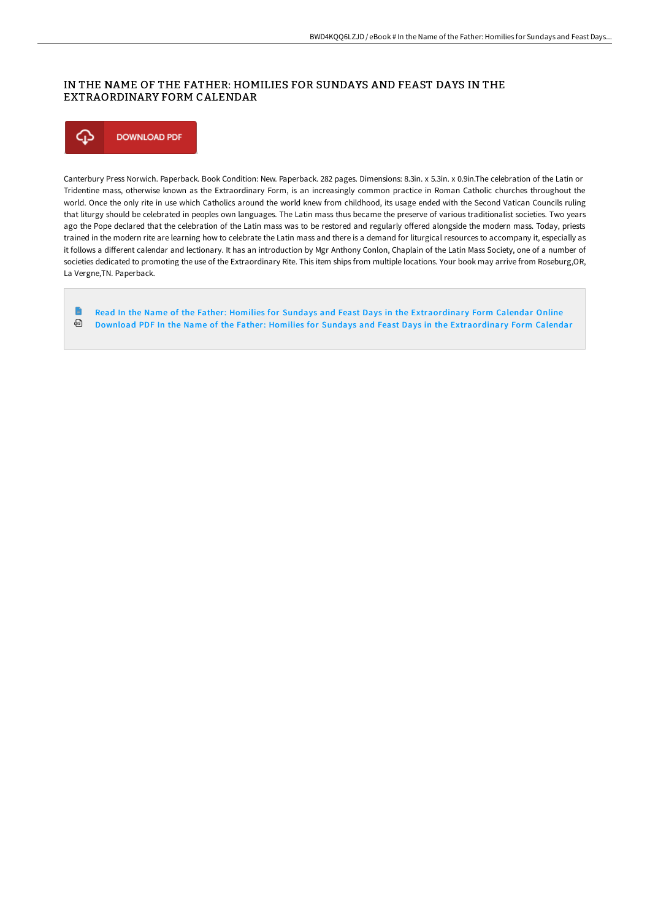# IN THE NAME OF THE FATHER: HOMILIES FOR SUNDAYS AND FEAST DAYS IN THE EXTRAORDINARY FORM CALENDAR

DOWNLOAD PDF

Canterbury Press Norwich. Paperback. Book Condition: New. Paperback. 282 pages. Dimensions: 8.3in. x 5.3in. x 0.9in.The celebration of the Latin or Tridentine mass, otherwise known as the Extraordinary Form, is an increasingly common practice in Roman Catholic churches throughout the world. Once the only rite in use which Catholics around the world knew from childhood, its usage ended with the Second Vatican Councils ruling that liturgy should be celebrated in peoples own languages. The Latin mass thus became the preserve of various traditionalist societies. Two years ago the Pope declared that the celebration of the Latin mass was to be restored and regularly offered alongside the modern mass. Today, priests trained in the modern rite are learning how to celebrate the Latin mass and there is a demand for liturgical resources to accompany it, especially as it follows a different calendar and lectionary. It has an introduction by Mgr Anthony Conlon, Chaplain of the Latin Mass Society, one of a number of societies dedicated to promoting the use of the Extraordinary Rite. This item ships from multiple locations. Your book may arrive from Roseburg,OR, La Vergne,TN. Paperback.

Read In the Name of the Father: Homilies for Sundays and Feast Days in the Extraordinary Form Calendar Online

Download PDF In the Name of the Father: Homilies for Sundays and Feast Days in the Extraordinary Form Calendar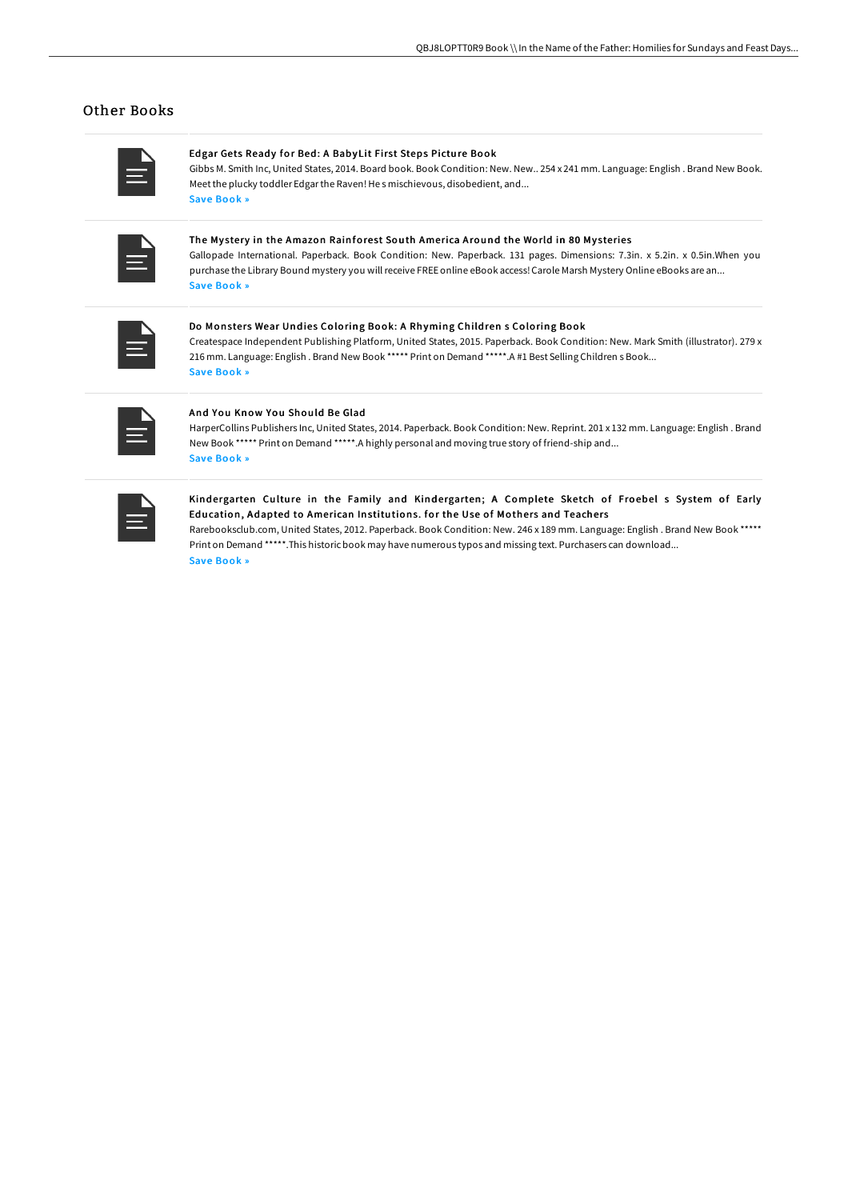## Other Books

### Edgar Gets Ready for Bed: A BabyLit First Steps Picture Book

Gibbs M. Smith Inc, United States, 2014. Board book. Book Condition: New. New.. 254 x 241 mm. Language: English . Brand New Book. Meet the plucky toddler Edgar the Raven! He s mischievous, disobedient, and...

Save Book »

### The Mystery in the Amazon Rainforest South America Around the World in 80 Mysteries

Gallopade International. Paperback. Book Condition: New. Paperback. 131 pages. Dimensions: 7.3in. x 5.2in. x 0.5in.When you purchase the Library Bound mystery you will receive FREE online eBook access! Carole Marsh Mystery Online eBooks are an...

Save Book »

### Do Monsters Wear Undies Coloring Book: A Rhyming Children s Coloring Book

Createspace Independent Publishing Platform, United States, 2015. Paperback. Book Condition: New. Mark Smith (illustrator). 279 x 216 mm. Language: English . Brand New Book ***** Print on Demand *****.A #1 Best Selling Children s Book...

Save Book »

### And You Know You Should Be Glad

HarperCollins Publishers Inc, United States, 2014. Paperback. Book Condition: New. Reprint. 201 x 132 mm. Language: English . Brand New Book ***** Print on Demand *****.A highly personal and moving true story of friend-ship and...

Save Book »

### Kindergarten Culture in the Family and Kindergarten; A Complete Sketch of Froebel s System of Early Education, Adapted to American Institutions. for the Use of Mothers and Teachers

Rarebooksclub.com, United States, 2012. Paperback. Book Condition: New. 246 x 189 mm. Language: English . Brand New Book ***** Print on Demand *****.This historic book may have numerous typos and missing text. Purchasers can download...

Save Book »